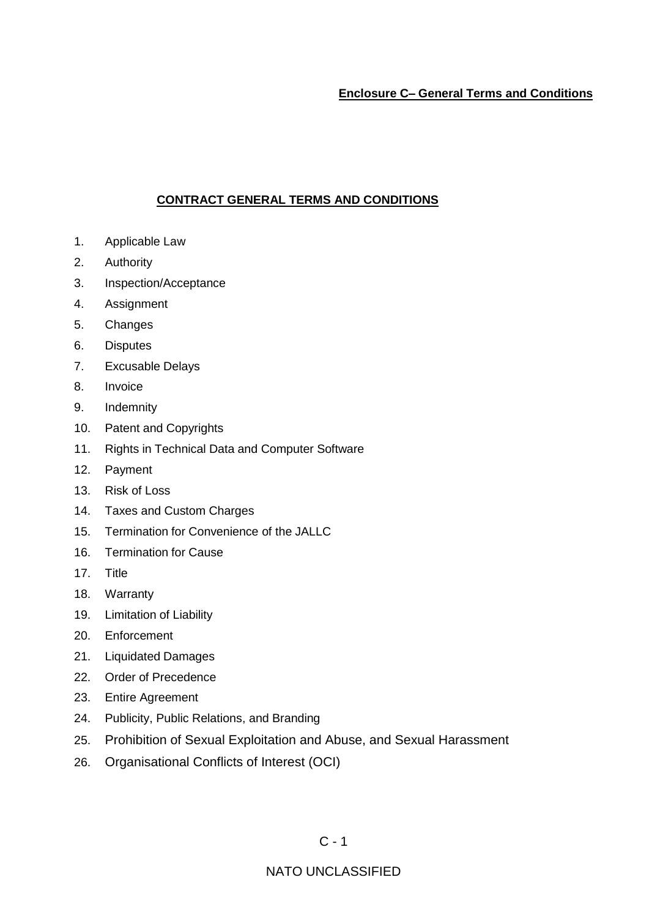**Enclosure C– General Terms and Conditions**

## CONTRACT GENERAL TERMS AND CONDITIONS

1. Applicable Law
2. Authority
3. Inspection/Acceptance
4. Assignment
5. Changes
6. Disputes
7. Excusable Delays
8. Invoice
9. Indemnity
10. Patent and Copyrights
11. Rights in Technical Data and Computer Software
12. Payment
13. Risk of Loss
14. Taxes and Custom Charges
15. Termination for Convenience of the JALLC
16. Termination for Cause
17. Title
18. Warranty
19. Limitation of Liability
20. Enforcement
21. Liquidated Damages
22. Order of Precedence
23. Entire Agreement
24. Publicity, Public Relations, and Branding
25. Prohibition of Sexual Exploitation and Abuse, and Sexual Harassment
26. Organisational Conflicts of Interest (OCI)

NATO UNCLASSIFIED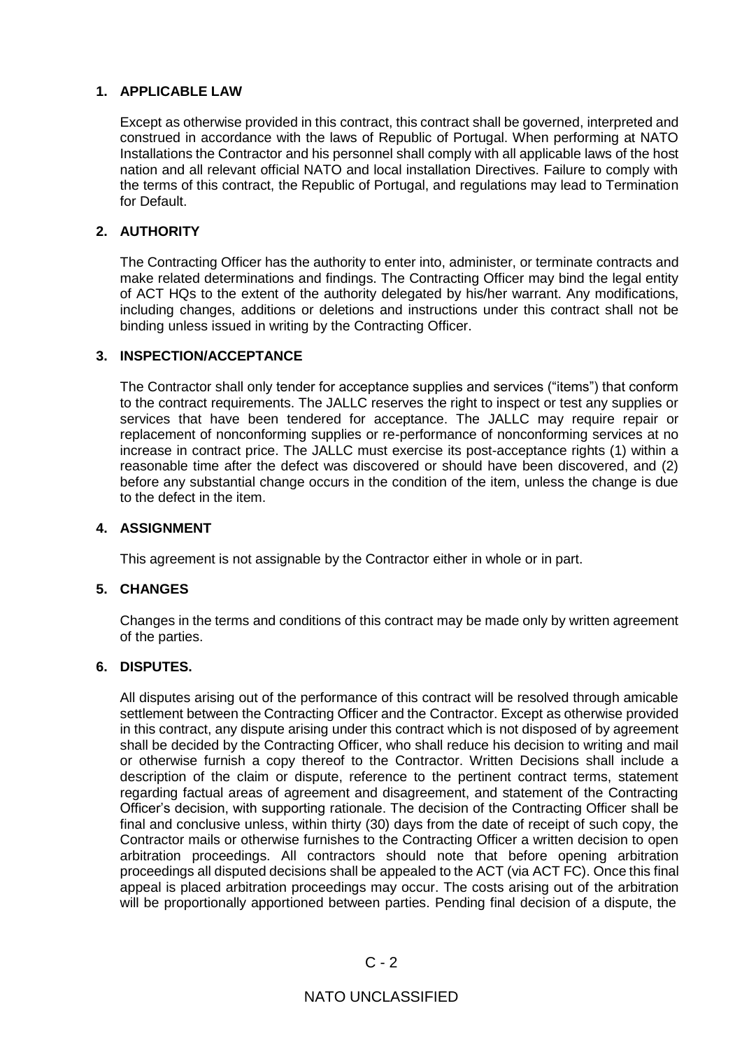## 1. APPLICABLE LAW

Except as otherwise provided in this contract, this contract shall be governed, interpreted and construed in accordance with the laws of Republic of Portugal. When performing at NATO Installations the Contractor and his personnel shall comply with all applicable laws of the host nation and all relevant official NATO and local installation Directives. Failure to comply with the terms of this contract, the Republic of Portugal, and regulations may lead to Termination for Default.

## 2. AUTHORITY

The Contracting Officer has the authority to enter into, administer, or terminate contracts and make related determinations and findings. The Contracting Officer may bind the legal entity of ACT HQs to the extent of the authority delegated by his/her warrant. Any modifications, including changes, additions or deletions and instructions under this contract shall not be binding unless issued in writing by the Contracting Officer.

## 3. INSPECTION/ACCEPTANCE

The Contractor shall only tender for acceptance supplies and services ("items") that conform to the contract requirements. The JALLC reserves the right to inspect or test any supplies or services that have been tendered for acceptance. The JALLC may require repair or replacement of nonconforming supplies or re-performance of nonconforming services at no increase in contract price. The JALLC must exercise its post-acceptance rights (1) within a reasonable time after the defect was discovered or should have been discovered, and (2) before any substantial change occurs in the condition of the item, unless the change is due to the defect in the item.

## 4. ASSIGNMENT

This agreement is not assignable by the Contractor either in whole or in part.

## 5. CHANGES

Changes in the terms and conditions of this contract may be made only by written agreement of the parties.

## 6. DISPUTES.

All disputes arising out of the performance of this contract will be resolved through amicable settlement between the Contracting Officer and the Contractor. Except as otherwise provided in this contract, any dispute arising under this contract which is not disposed of by agreement shall be decided by the Contracting Officer, who shall reduce his decision to writing and mail or otherwise furnish a copy thereof to the Contractor. Written Decisions shall include a description of the claim or dispute, reference to the pertinent contract terms, statement regarding factual areas of agreement and disagreement, and statement of the Contracting Officer's decision, with supporting rationale. The decision of the Contracting Officer shall be final and conclusive unless, within thirty (30) days from the date of receipt of such copy, the Contractor mails or otherwise furnishes to the Contracting Officer a written decision to open arbitration proceedings. All contractors should note that before opening arbitration proceedings all disputed decisions shall be appealed to the ACT (via ACT FC). Once this final appeal is placed arbitration proceedings may occur. The costs arising out of the arbitration will be proportionally apportioned between parties. Pending final decision of a dispute, the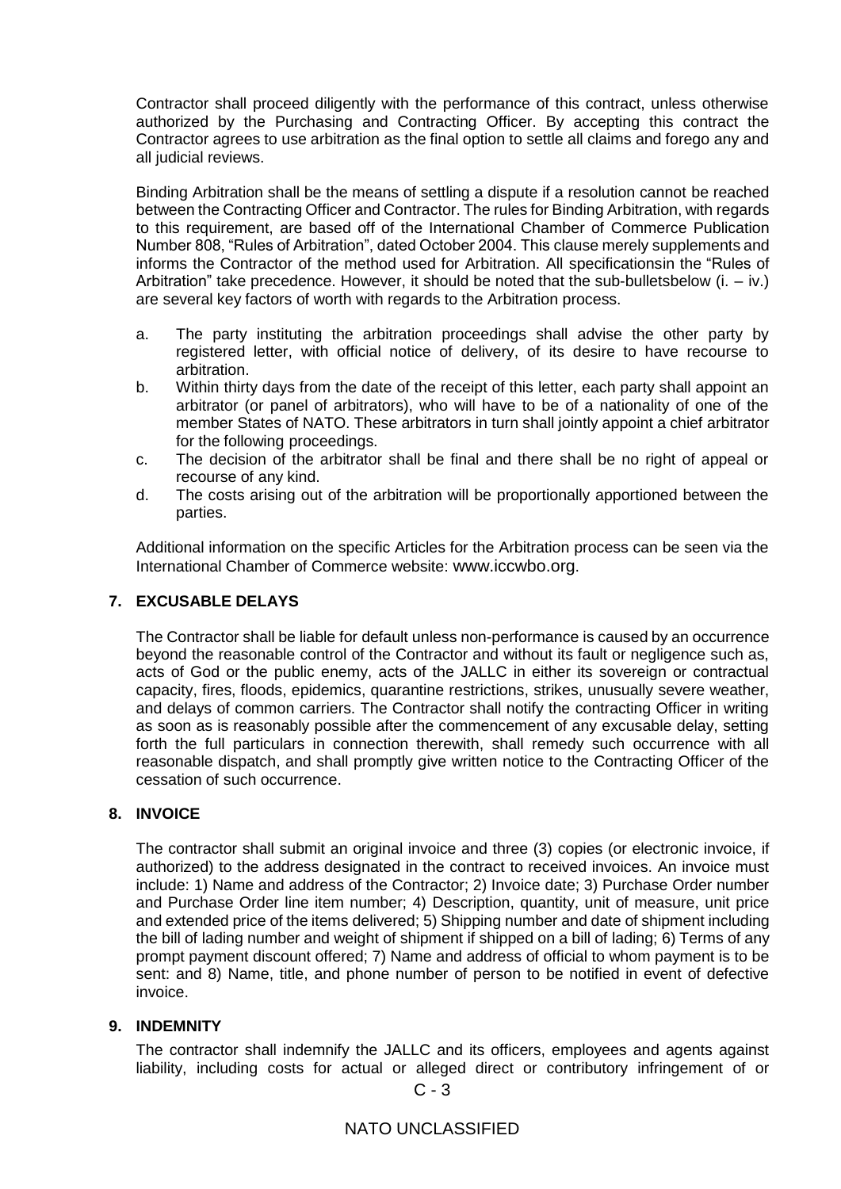Contractor shall proceed diligently with the performance of this contract, unless otherwise authorized by the Purchasing and Contracting Officer. By accepting this contract the Contractor agrees to use arbitration as the final option to settle all claims and forego any and all judicial reviews.

Binding Arbitration shall be the means of settling a dispute if a resolution cannot be reached between the Contracting Officer and Contractor. The rules for Binding Arbitration, with regards to this requirement, are based off of the International Chamber of Commerce Publication Number 808, "Rules of Arbitration", dated October 2004. This clause merely supplements and informs the Contractor of the method used for Arbitration. All specificationsin the "Rules of Arbitration" take precedence. However, it should be noted that the sub-bulletsbelow (i. – iv.) are several key factors of worth with regards to the Arbitration process.

a. The party instituting the arbitration proceedings shall advise the other party by registered letter, with official notice of delivery, of its desire to have recourse to arbitration.
b. Within thirty days from the date of the receipt of this letter, each party shall appoint an arbitrator (or panel of arbitrators), who will have to be of a nationality of one of the member States of NATO. These arbitrators in turn shall jointly appoint a chief arbitrator for the following proceedings.
c. The decision of the arbitrator shall be final and there shall be no right of appeal or recourse of any kind.
d. The costs arising out of the arbitration will be proportionally apportioned between the parties.

Additional information on the specific Articles for the Arbitration process can be seen via the International Chamber of Commerce website: www.iccwbo.org.

## 7. EXCUSABLE DELAYS

The Contractor shall be liable for default unless non-performance is caused by an occurrence beyond the reasonable control of the Contractor and without its fault or negligence such as, acts of God or the public enemy, acts of the JALLC in either its sovereign or contractual capacity, fires, floods, epidemics, quarantine restrictions, strikes, unusually severe weather, and delays of common carriers. The Contractor shall notify the contracting Officer in writing as soon as is reasonably possible after the commencement of any excusable delay, setting forth the full particulars in connection therewith, shall remedy such occurrence with all reasonable dispatch, and shall promptly give written notice to the Contracting Officer of the cessation of such occurrence.

## 8. INVOICE

The contractor shall submit an original invoice and three (3) copies (or electronic invoice, if authorized) to the address designated in the contract to received invoices. An invoice must include: 1) Name and address of the Contractor; 2) Invoice date; 3) Purchase Order number and Purchase Order line item number; 4) Description, quantity, unit of measure, unit price and extended price of the items delivered; 5) Shipping number and date of shipment including the bill of lading number and weight of shipment if shipped on a bill of lading; 6) Terms of any prompt payment discount offered; 7) Name and address of official to whom payment is to be sent: and 8) Name, title, and phone number of person to be notified in event of defective invoice.

## 9. INDEMNITY

The contractor shall indemnify the JALLC and its officers, employees and agents against liability, including costs for actual or alleged direct or contributory infringement of or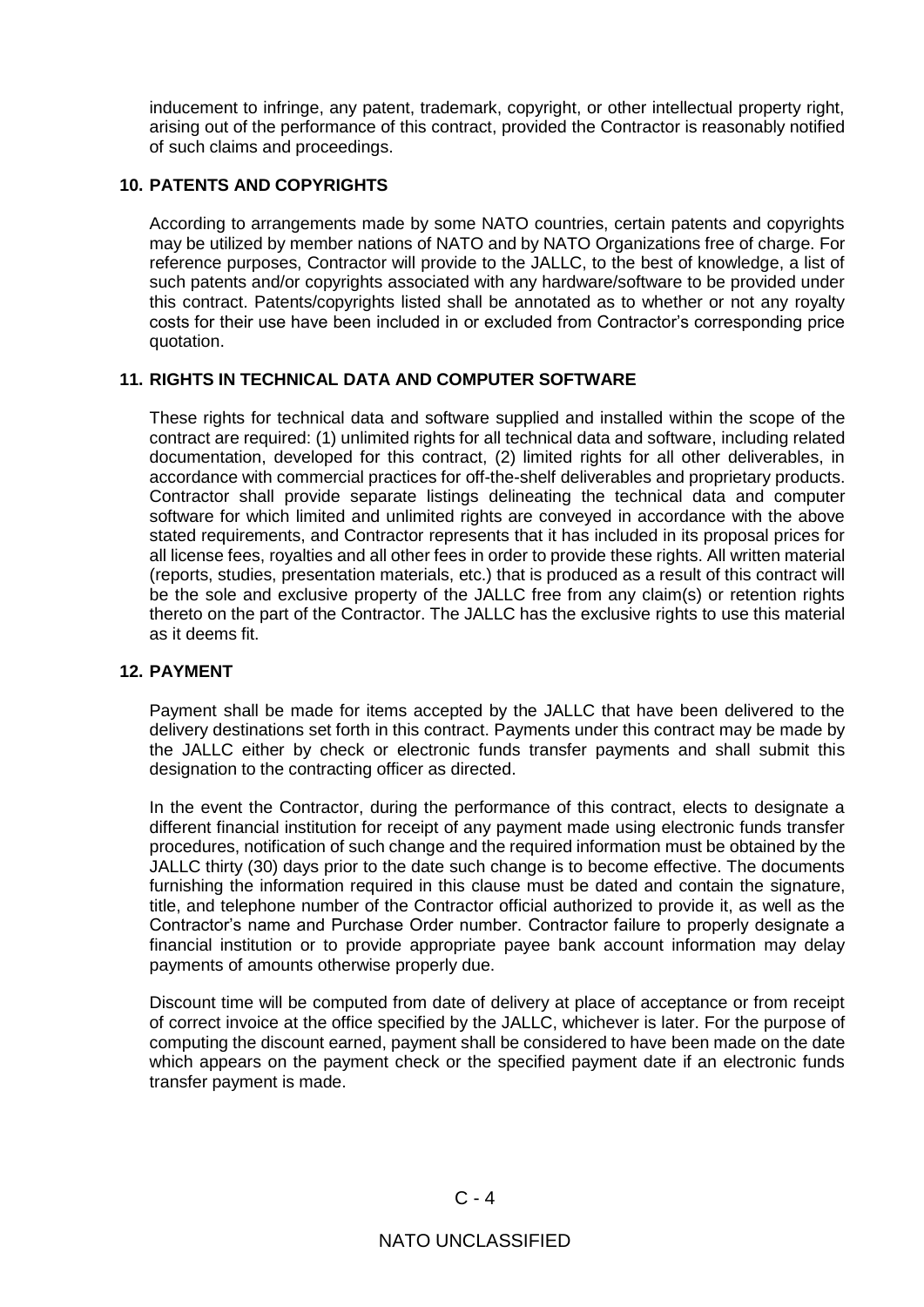inducement to infringe, any patent, trademark, copyright, or other intellectual property right, arising out of the performance of this contract, provided the Contractor is reasonably notified of such claims and proceedings.

## 10. PATENTS AND COPYRIGHTS

According to arrangements made by some NATO countries, certain patents and copyrights may be utilized by member nations of NATO and by NATO Organizations free of charge. For reference purposes, Contractor will provide to the JALLC, to the best of knowledge, a list of such patents and/or copyrights associated with any hardware/software to be provided under this contract. Patents/copyrights listed shall be annotated as to whether or not any royalty costs for their use have been included in or excluded from Contractor's corresponding price quotation.

## 11. RIGHTS IN TECHNICAL DATA AND COMPUTER SOFTWARE

These rights for technical data and software supplied and installed within the scope of the contract are required: (1) unlimited rights for all technical data and software, including related documentation, developed for this contract, (2) limited rights for all other deliverables, in accordance with commercial practices for off-the-shelf deliverables and proprietary products. Contractor shall provide separate listings delineating the technical data and computer software for which limited and unlimited rights are conveyed in accordance with the above stated requirements, and Contractor represents that it has included in its proposal prices for all license fees, royalties and all other fees in order to provide these rights. All written material (reports, studies, presentation materials, etc.) that is produced as a result of this contract will be the sole and exclusive property of the JALLC free from any claim(s) or retention rights thereto on the part of the Contractor. The JALLC has the exclusive rights to use this material as it deems fit.

## 12. PAYMENT

Payment shall be made for items accepted by the JALLC that have been delivered to the delivery destinations set forth in this contract. Payments under this contract may be made by the JALLC either by check or electronic funds transfer payments and shall submit this designation to the contracting officer as directed.

In the event the Contractor, during the performance of this contract, elects to designate a different financial institution for receipt of any payment made using electronic funds transfer procedures, notification of such change and the required information must be obtained by the JALLC thirty (30) days prior to the date such change is to become effective. The documents furnishing the information required in this clause must be dated and contain the signature, title, and telephone number of the Contractor official authorized to provide it, as well as the Contractor's name and Purchase Order number. Contractor failure to properly designate a financial institution or to provide appropriate payee bank account information may delay payments of amounts otherwise properly due.

Discount time will be computed from date of delivery at place of acceptance or from receipt of correct invoice at the office specified by the JALLC, whichever is later. For the purpose of computing the discount earned, payment shall be considered to have been made on the date which appears on the payment check or the specified payment date if an electronic funds transfer payment is made.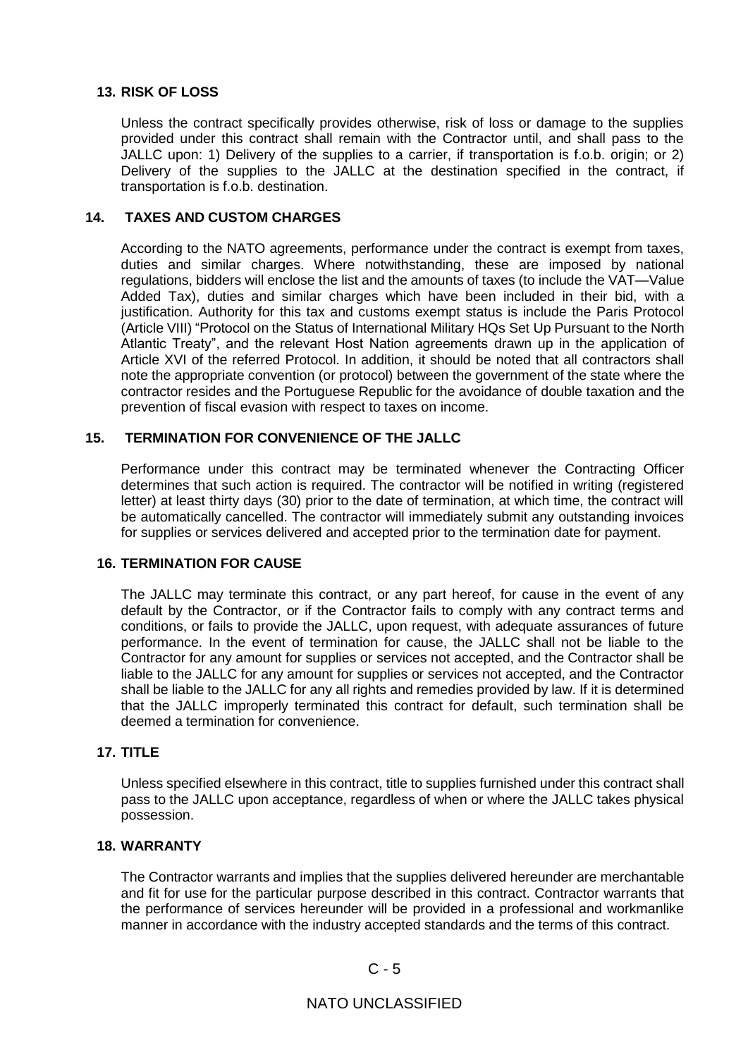## 13. RISK OF LOSS

Unless the contract specifically provides otherwise, risk of loss or damage to the supplies provided under this contract shall remain with the Contractor until, and shall pass to the JALLC upon: 1) Delivery of the supplies to a carrier, if transportation is f.o.b. origin; or 2) Delivery of the supplies to the JALLC at the destination specified in the contract, if transportation is f.o.b. destination.

## 14. TAXES AND CUSTOM CHARGES

According to the NATO agreements, performance under the contract is exempt from taxes, duties and similar charges. Where notwithstanding, these are imposed by national regulations, bidders will enclose the list and the amounts of taxes (to include the VAT—Value Added Tax), duties and similar charges which have been included in their bid, with a justification. Authority for this tax and customs exempt status is include the Paris Protocol (Article VIII) "Protocol on the Status of International Military HQs Set Up Pursuant to the North Atlantic Treaty", and the relevant Host Nation agreements drawn up in the application of Article XVI of the referred Protocol. In addition, it should be noted that all contractors shall note the appropriate convention (or protocol) between the government of the state where the contractor resides and the Portuguese Republic for the avoidance of double taxation and the prevention of fiscal evasion with respect to taxes on income.

## 15. TERMINATION FOR CONVENIENCE OF THE JALLC

Performance under this contract may be terminated whenever the Contracting Officer determines that such action is required. The contractor will be notified in writing (registered letter) at least thirty days (30) prior to the date of termination, at which time, the contract will be automatically cancelled. The contractor will immediately submit any outstanding invoices for supplies or services delivered and accepted prior to the termination date for payment.

## 16. TERMINATION FOR CAUSE

The JALLC may terminate this contract, or any part hereof, for cause in the event of any default by the Contractor, or if the Contractor fails to comply with any contract terms and conditions, or fails to provide the JALLC, upon request, with adequate assurances of future performance. In the event of termination for cause, the JALLC shall not be liable to the Contractor for any amount for supplies or services not accepted, and the Contractor shall be liable to the JALLC for any amount for supplies or services not accepted, and the Contractor shall be liable to the JALLC for any all rights and remedies provided by law. If it is determined that the JALLC improperly terminated this contract for default, such termination shall be deemed a termination for convenience.

## 17. TITLE

Unless specified elsewhere in this contract, title to supplies furnished under this contract shall pass to the JALLC upon acceptance, regardless of when or where the JALLC takes physical possession.

## 18. WARRANTY

The Contractor warrants and implies that the supplies delivered hereunder are merchantable and fit for use for the particular purpose described in this contract. Contractor warrants that the performance of services hereunder will be provided in a professional and workmanlike manner in accordance with the industry accepted standards and the terms of this contract.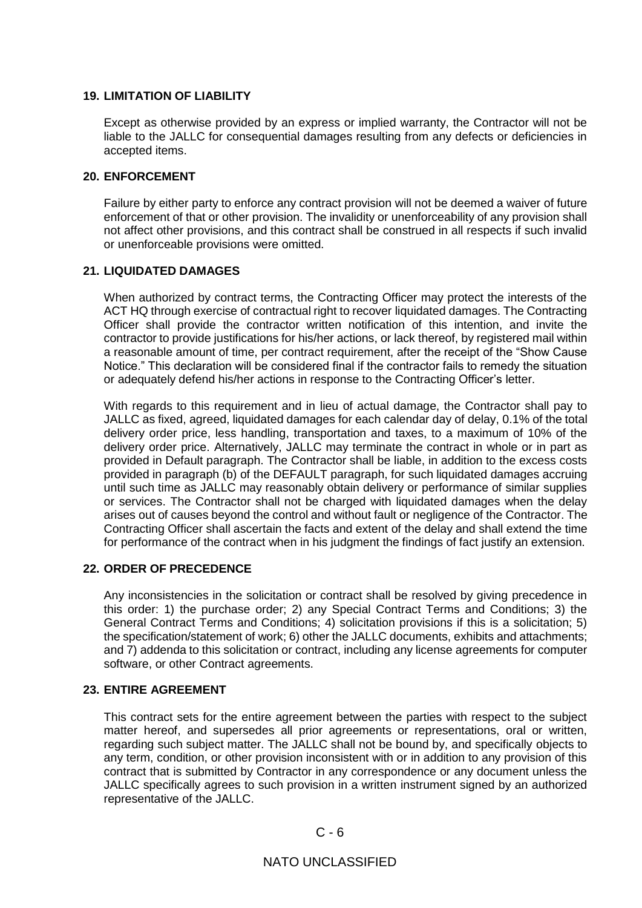## 19. LIMITATION OF LIABILITY

Except as otherwise provided by an express or implied warranty, the Contractor will not be liable to the JALLC for consequential damages resulting from any defects or deficiencies in accepted items.

## 20. ENFORCEMENT

Failure by either party to enforce any contract provision will not be deemed a waiver of future enforcement of that or other provision. The invalidity or unenforceability of any provision shall not affect other provisions, and this contract shall be construed in all respects if such invalid or unenforceable provisions were omitted.

## 21. LIQUIDATED DAMAGES

When authorized by contract terms, the Contracting Officer may protect the interests of the ACT HQ through exercise of contractual right to recover liquidated damages. The Contracting Officer shall provide the contractor written notification of this intention, and invite the contractor to provide justifications for his/her actions, or lack thereof, by registered mail within a reasonable amount of time, per contract requirement, after the receipt of the "Show Cause Notice." This declaration will be considered final if the contractor fails to remedy the situation or adequately defend his/her actions in response to the Contracting Officer's letter.

With regards to this requirement and in lieu of actual damage, the Contractor shall pay to JALLC as fixed, agreed, liquidated damages for each calendar day of delay, 0.1% of the total delivery order price, less handling, transportation and taxes, to a maximum of 10% of the delivery order price. Alternatively, JALLC may terminate the contract in whole or in part as provided in Default paragraph. The Contractor shall be liable, in addition to the excess costs provided in paragraph (b) of the DEFAULT paragraph, for such liquidated damages accruing until such time as JALLC may reasonably obtain delivery or performance of similar supplies or services. The Contractor shall not be charged with liquidated damages when the delay arises out of causes beyond the control and without fault or negligence of the Contractor. The Contracting Officer shall ascertain the facts and extent of the delay and shall extend the time for performance of the contract when in his judgment the findings of fact justify an extension.

## 22. ORDER OF PRECEDENCE

Any inconsistencies in the solicitation or contract shall be resolved by giving precedence in this order: 1) the purchase order; 2) any Special Contract Terms and Conditions; 3) the General Contract Terms and Conditions; 4) solicitation provisions if this is a solicitation; 5) the specification/statement of work; 6) other the JALLC documents, exhibits and attachments; and 7) addenda to this solicitation or contract, including any license agreements for computer software, or other Contract agreements.

## 23. ENTIRE AGREEMENT

This contract sets for the entire agreement between the parties with respect to the subject matter hereof, and supersedes all prior agreements or representations, oral or written, regarding such subject matter. The JALLC shall not be bound by, and specifically objects to any term, condition, or other provision inconsistent with or in addition to any provision of this contract that is submitted by Contractor in any correspondence or any document unless the JALLC specifically agrees to such provision in a written instrument signed by an authorized representative of the JALLC.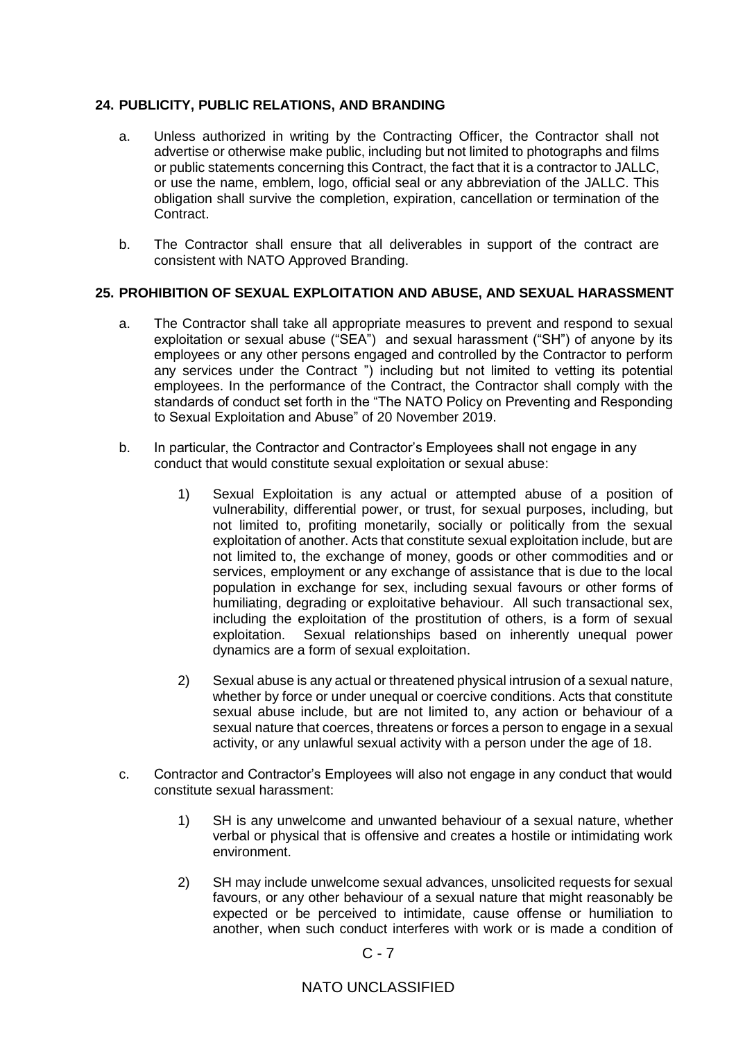## 24. PUBLICITY, PUBLIC RELATIONS, AND BRANDING

a. Unless authorized in writing by the Contracting Officer, the Contractor shall not advertise or otherwise make public, including but not limited to photographs and films or public statements concerning this Contract, the fact that it is a contractor to JALLC, or use the name, emblem, logo, official seal or any abbreviation of the JALLC. This obligation shall survive the completion, expiration, cancellation or termination of the Contract.

b. The Contractor shall ensure that all deliverables in support of the contract are consistent with NATO Approved Branding.

## 25. PROHIBITION OF SEXUAL EXPLOITATION AND ABUSE, AND SEXUAL HARASSMENT

a. The Contractor shall take all appropriate measures to prevent and respond to sexual exploitation or sexual abuse ("SEA") and sexual harassment ("SH") of anyone by its employees or any other persons engaged and controlled by the Contractor to perform any services under the Contract ") including but not limited to vetting its potential employees. In the performance of the Contract, the Contractor shall comply with the standards of conduct set forth in the "The NATO Policy on Preventing and Responding to Sexual Exploitation and Abuse" of 20 November 2019.

b. In particular, the Contractor and Contractor's Employees shall not engage in any conduct that would constitute sexual exploitation or sexual abuse:

   1) Sexual Exploitation is any actual or attempted abuse of a position of vulnerability, differential power, or trust, for sexual purposes, including, but not limited to, profiting monetarily, socially or politically from the sexual exploitation of another. Acts that constitute sexual exploitation include, but are not limited to, the exchange of money, goods or other commodities and or services, employment or any exchange of assistance that is due to the local population in exchange for sex, including sexual favours or other forms of humiliating, degrading or exploitative behaviour. All such transactional sex, including the exploitation of the prostitution of others, is a form of sexual exploitation. Sexual relationships based on inherently unequal power dynamics are a form of sexual exploitation.

   2) Sexual abuse is any actual or threatened physical intrusion of a sexual nature, whether by force or under unequal or coercive conditions. Acts that constitute sexual abuse include, but are not limited to, any action or behaviour of a sexual nature that coerces, threatens or forces a person to engage in a sexual activity, or any unlawful sexual activity with a person under the age of 18.

c. Contractor and Contractor's Employees will also not engage in any conduct that would constitute sexual harassment:

   1) SH is any unwelcome and unwanted behaviour of a sexual nature, whether verbal or physical that is offensive and creates a hostile or intimidating work environment.

   2) SH may include unwelcome sexual advances, unsolicited requests for sexual favours, or any other behaviour of a sexual nature that might reasonably be expected or be perceived to intimidate, cause offense or humiliation to another, when such conduct interferes with work or is made a condition of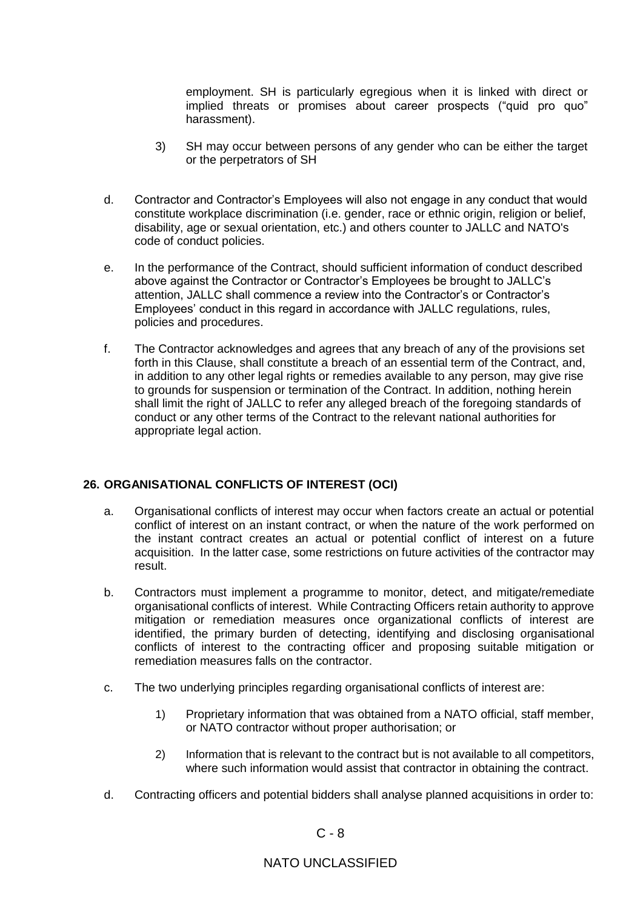employment. SH is particularly egregious when it is linked with direct or implied threats or promises about career prospects ("quid pro quo" harassment).

3) SH may occur between persons of any gender who can be either the target or the perpetrators of SH

d. Contractor and Contractor's Employees will also not engage in any conduct that would constitute workplace discrimination (i.e. gender, race or ethnic origin, religion or belief, disability, age or sexual orientation, etc.) and others counter to JALLC and NATO's code of conduct policies.

e. In the performance of the Contract, should sufficient information of conduct described above against the Contractor or Contractor's Employees be brought to JALLC's attention, JALLC shall commence a review into the Contractor's or Contractor's Employees' conduct in this regard in accordance with JALLC regulations, rules, policies and procedures.

f. The Contractor acknowledges and agrees that any breach of any of the provisions set forth in this Clause, shall constitute a breach of an essential term of the Contract, and, in addition to any other legal rights or remedies available to any person, may give rise to grounds for suspension or termination of the Contract. In addition, nothing herein shall limit the right of JALLC to refer any alleged breach of the foregoing standards of conduct or any other terms of the Contract to the relevant national authorities for appropriate legal action.

## 26. ORGANISATIONAL CONFLICTS OF INTEREST (OCI)

a. Organisational conflicts of interest may occur when factors create an actual or potential conflict of interest on an instant contract, or when the nature of the work performed on the instant contract creates an actual or potential conflict of interest on a future acquisition. In the latter case, some restrictions on future activities of the contractor may result.

b. Contractors must implement a programme to monitor, detect, and mitigate/remediate organisational conflicts of interest. While Contracting Officers retain authority to approve mitigation or remediation measures once organizational conflicts of interest are identified, the primary burden of detecting, identifying and disclosing organisational conflicts of interest to the contracting officer and proposing suitable mitigation or remediation measures falls on the contractor.

c. The two underlying principles regarding organisational conflicts of interest are:

1) Proprietary information that was obtained from a NATO official, staff member, or NATO contractor without proper authorisation; or

2) Information that is relevant to the contract but is not available to all competitors, where such information would assist that contractor in obtaining the contract.

d. Contracting officers and potential bidders shall analyse planned acquisitions in order to: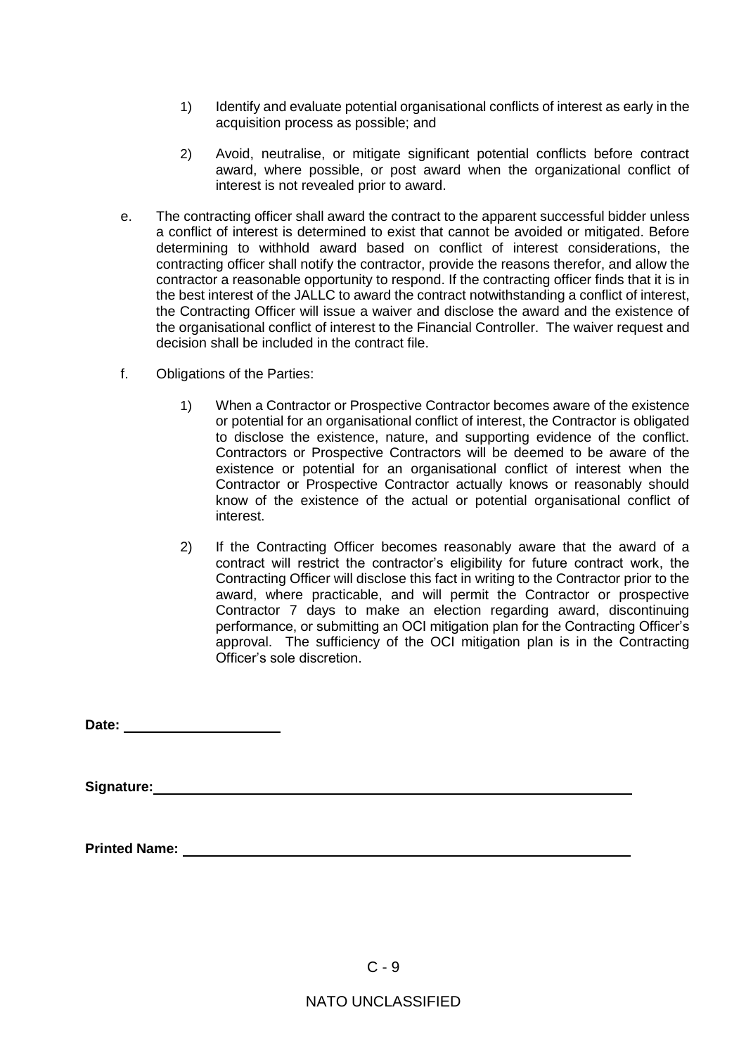1) Identify and evaluate potential organisational conflicts of interest as early in the acquisition process as possible; and

2) Avoid, neutralise, or mitigate significant potential conflicts before contract award, where possible, or post award when the organizational conflict of interest is not revealed prior to award.

e. The contracting officer shall award the contract to the apparent successful bidder unless a conflict of interest is determined to exist that cannot be avoided or mitigated. Before determining to withhold award based on conflict of interest considerations, the contracting officer shall notify the contractor, provide the reasons therefor, and allow the contractor a reasonable opportunity to respond. If the contracting officer finds that it is in the best interest of the JALLC to award the contract notwithstanding a conflict of interest, the Contracting Officer will issue a waiver and disclose the award and the existence of the organisational conflict of interest to the Financial Controller. The waiver request and decision shall be included in the contract file.

f. Obligations of the Parties:

1) When a Contractor or Prospective Contractor becomes aware of the existence or potential for an organisational conflict of interest, the Contractor is obligated to disclose the existence, nature, and supporting evidence of the conflict. Contractors or Prospective Contractors will be deemed to be aware of the existence or potential for an organisational conflict of interest when the Contractor or Prospective Contractor actually knows or reasonably should know of the existence of the actual or potential organisational conflict of interest.

2) If the Contracting Officer becomes reasonably aware that the award of a contract will restrict the contractor's eligibility for future contract work, the Contracting Officer will disclose this fact in writing to the Contractor prior to the award, where practicable, and will permit the Contractor or prospective Contractor 7 days to make an election regarding award, discontinuing performance, or submitting an OCI mitigation plan for the Contracting Officer's approval. The sufficiency of the OCI mitigation plan is in the Contracting Officer's sole discretion.

**Date:** ____________________

**Signature:** ____________________________________________________________

**Printed Name:** ________________________________________________________

NATO UNCLASSIFIED